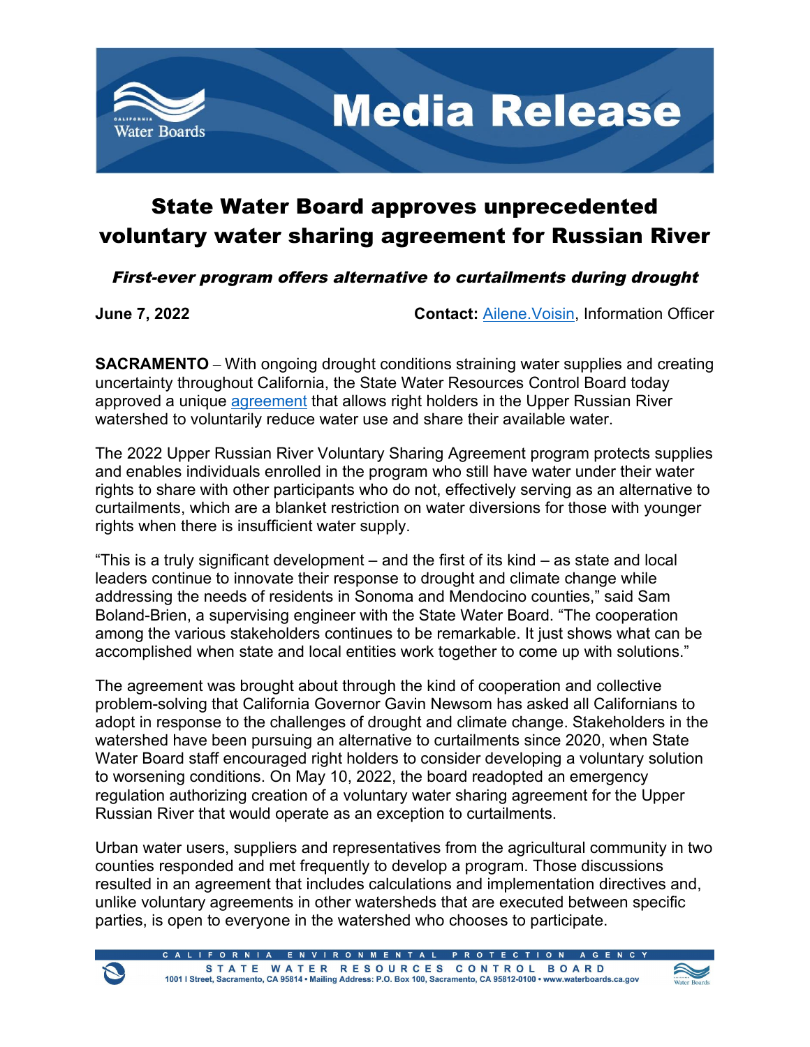# Media Release

## State Water Board approves unprecedented voluntary water sharing agreement for Russian River

***First-ever program offers alternative to curtailments during drought***

**June 7, 2022** **Contact:** Ailene.Voisin, Information Officer

**SACRAMENTO** – With ongoing drought conditions straining water supplies and creating uncertainty throughout California, the State Water Resources Control Board today approved a unique agreement that allows right holders in the Upper Russian River watershed to voluntarily reduce water use and share their available water.

The 2022 Upper Russian River Voluntary Sharing Agreement program protects supplies and enables individuals enrolled in the program who still have water under their water rights to share with other participants who do not, effectively serving as an alternative to curtailments, which are a blanket restriction on water diversions for those with younger rights when there is insufficient water supply.

"This is a truly significant development – and the first of its kind – as state and local leaders continue to innovate their response to drought and climate change while addressing the needs of residents in Sonoma and Mendocino counties," said Sam Boland-Brien, a supervising engineer with the State Water Board. "The cooperation among the various stakeholders continues to be remarkable. It just shows what can be accomplished when state and local entities work together to come up with solutions."

The agreement was brought about through the kind of cooperation and collective problem-solving that California Governor Gavin Newsom has asked all Californians to adopt in response to the challenges of drought and climate change. Stakeholders in the watershed have been pursuing an alternative to curtailments since 2020, when State Water Board staff encouraged right holders to consider developing a voluntary solution to worsening conditions. On May 10, 2022, the board readopted an emergency regulation authorizing creation of a voluntary water sharing agreement for the Upper Russian River that would operate as an exception to curtailments.

Urban water users, suppliers and representatives from the agricultural community in two counties responded and met frequently to develop a program. Those discussions resulted in an agreement that includes calculations and implementation directives and, unlike voluntary agreements in other watersheds that are executed between specific parties, is open to everyone in the watershed who chooses to participate.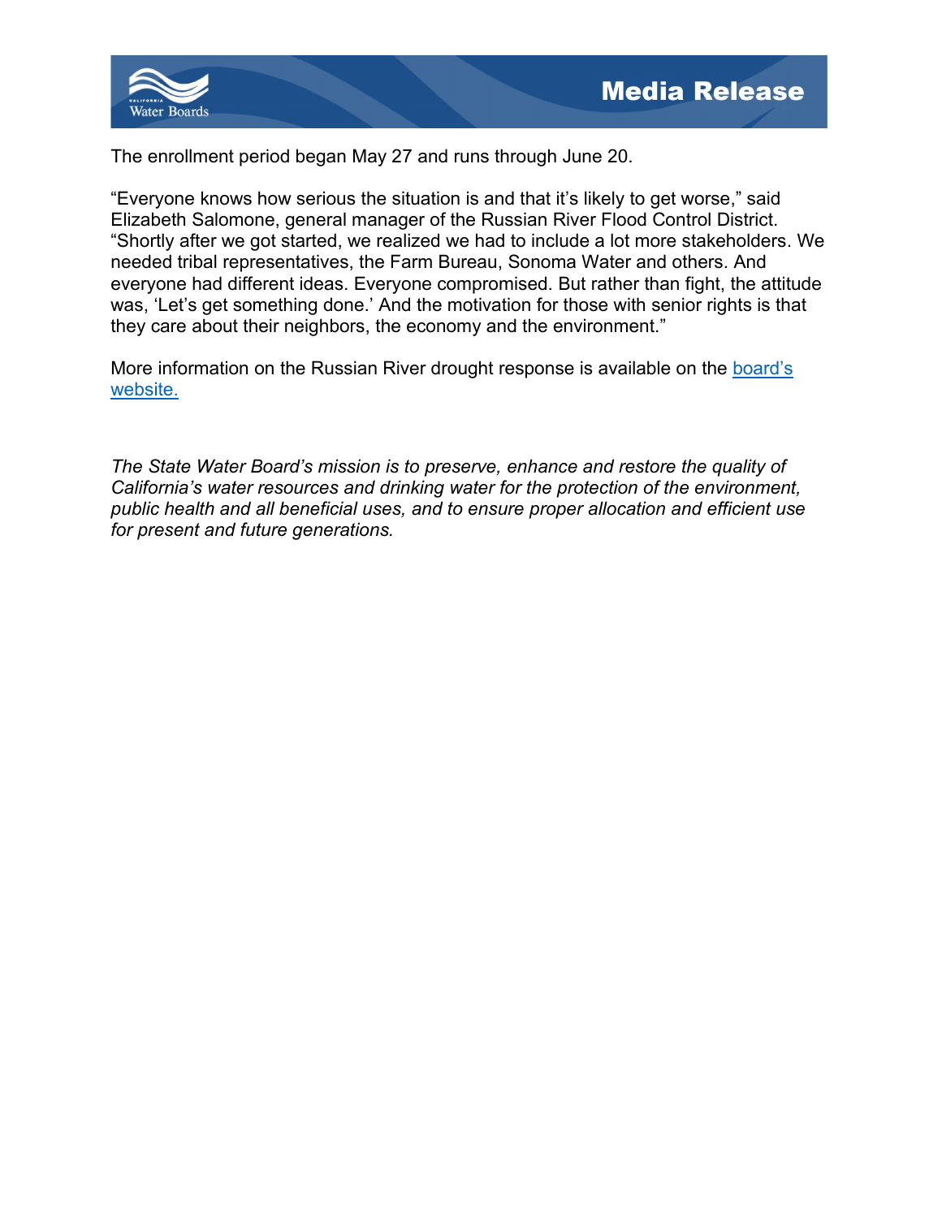The enrollment period began May 27 and runs through June 20.

"Everyone knows how serious the situation is and that it's likely to get worse," said Elizabeth Salomone, general manager of the Russian River Flood Control District. "Shortly after we got started, we realized we had to include a lot more stakeholders. We needed tribal representatives, the Farm Bureau, Sonoma Water and others. And everyone had different ideas. Everyone compromised. But rather than fight, the attitude was, 'Let's get something done.' And the motivation for those with senior rights is that they care about their neighbors, the economy and the environment."

More information on the Russian River drought response is available on the board's website.

*The State Water Board's mission is to preserve, enhance and restore the quality of California's water resources and drinking water for the protection of the environment, public health and all beneficial uses, and to ensure proper allocation and efficient use for present and future generations.*